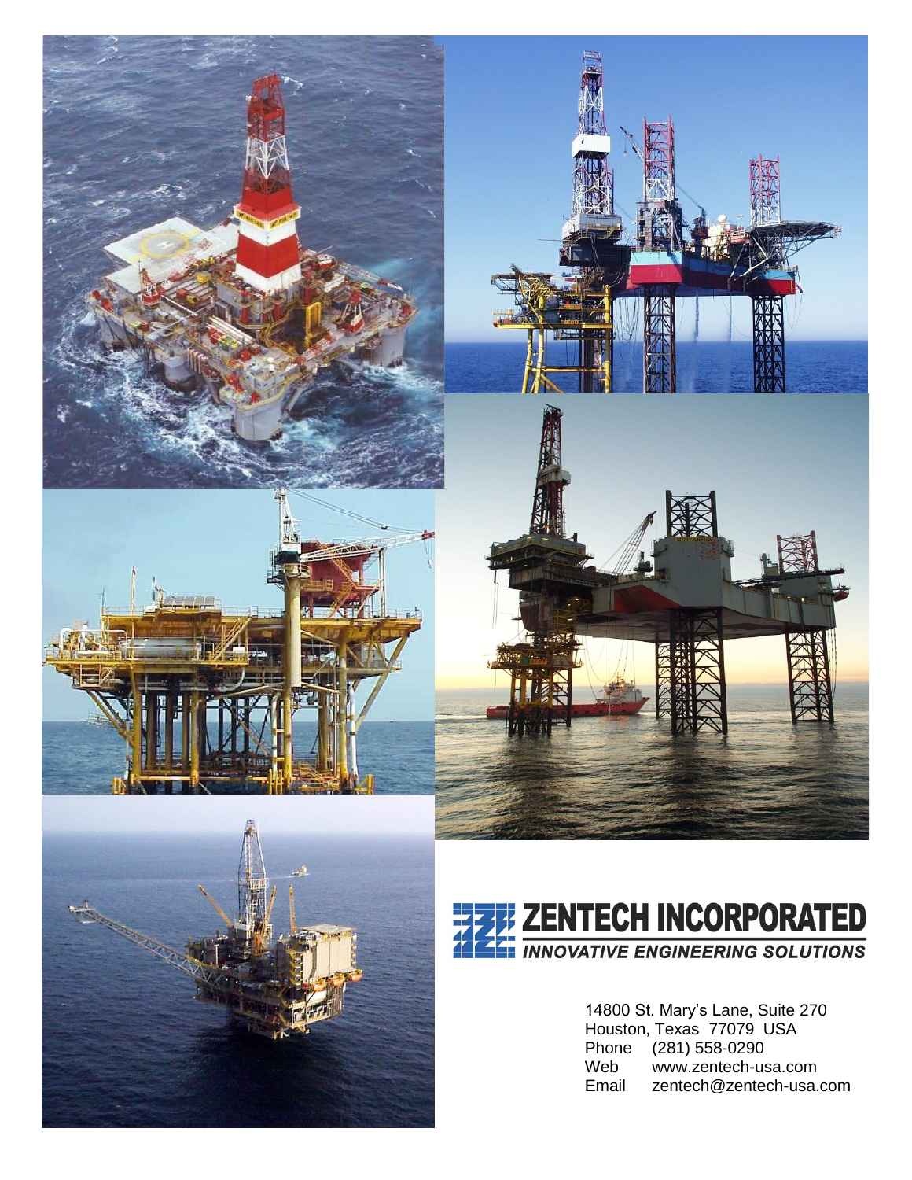# ZENTECH INCORPORATED

*INNOVATIVE ENGINEERING SOLUTIONS*

14800 St. Mary's Lane, Suite 270
Houston, Texas 77079 USA
Phone (281) 558-0290
Web www.zentech-usa.com
Email zentech@zentech-usa.com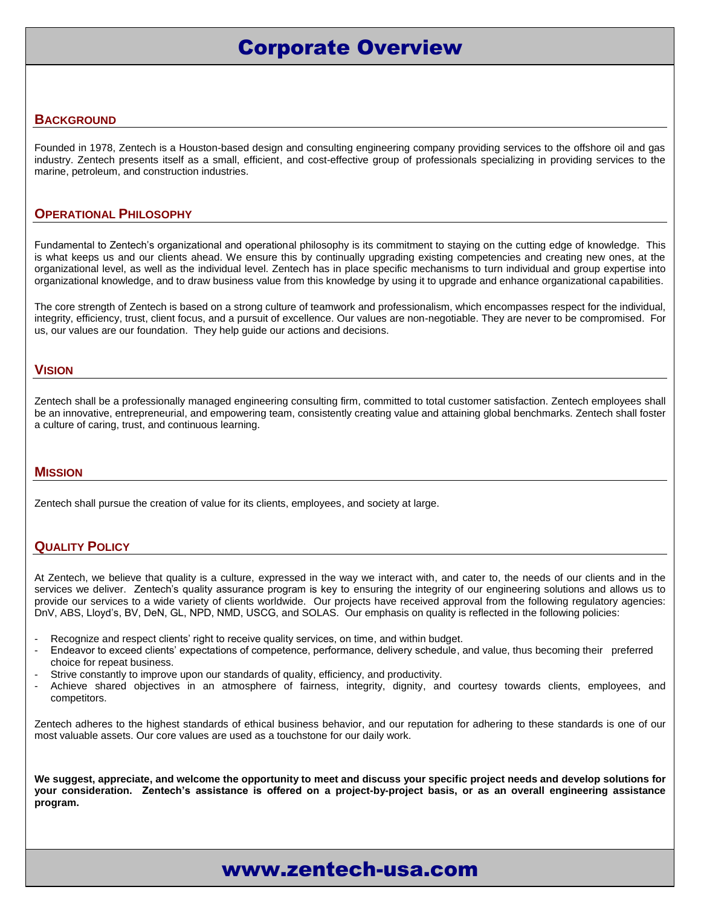# Corporate Overview

## Background

Founded in 1978, Zentech is a Houston-based design and consulting engineering company providing services to the offshore oil and gas industry. Zentech presents itself as a small, efficient, and cost-effective group of professionals specializing in providing services to the marine, petroleum, and construction industries.

## Operational Philosophy

Fundamental to Zentech's organizational and operational philosophy is its commitment to staying on the cutting edge of knowledge. This is what keeps us and our clients ahead. We ensure this by continually upgrading existing competencies and creating new ones, at the organizational level, as well as the individual level. Zentech has in place specific mechanisms to turn individual and group expertise into organizational knowledge, and to draw business value from this knowledge by using it to upgrade and enhance organizational capabilities.

The core strength of Zentech is based on a strong culture of teamwork and professionalism, which encompasses respect for the individual, integrity, efficiency, trust, client focus, and a pursuit of excellence. Our values are non-negotiable. They are never to be compromised. For us, our values are our foundation. They help guide our actions and decisions.

## Vision

Zentech shall be a professionally managed engineering consulting firm, committed to total customer satisfaction. Zentech employees shall be an innovative, entrepreneurial, and empowering team, consistently creating value and attaining global benchmarks. Zentech shall foster a culture of caring, trust, and continuous learning.

## Mission

Zentech shall pursue the creation of value for its clients, employees, and society at large.

## Quality Policy

At Zentech, we believe that quality is a culture, expressed in the way we interact with, and cater to, the needs of our clients and in the services we deliver. Zentech's quality assurance program is key to ensuring the integrity of our engineering solutions and allows us to provide our services to a wide variety of clients worldwide. Our projects have received approval from the following regulatory agencies: DnV, ABS, Lloyd's, BV, DeN, GL, NPD, NMD, USCG, and SOLAS. Our emphasis on quality is reflected in the following policies:

- Recognize and respect clients' right to receive quality services, on time, and within budget.
- Endeavor to exceed clients' expectations of competence, performance, delivery schedule, and value, thus becoming their preferred choice for repeat business.
- Strive constantly to improve upon our standards of quality, efficiency, and productivity.
- Achieve shared objectives in an atmosphere of fairness, integrity, dignity, and courtesy towards clients, employees, and competitors.

Zentech adheres to the highest standards of ethical business behavior, and our reputation for adhering to these standards is one of our most valuable assets. Our core values are used as a touchstone for our daily work.

**We suggest, appreciate, and welcome the opportunity to meet and discuss your specific project needs and develop solutions for your consideration. Zentech's assistance is offered on a project-by-project basis, or as an overall engineering assistance program.**

**www.zentech-usa.com**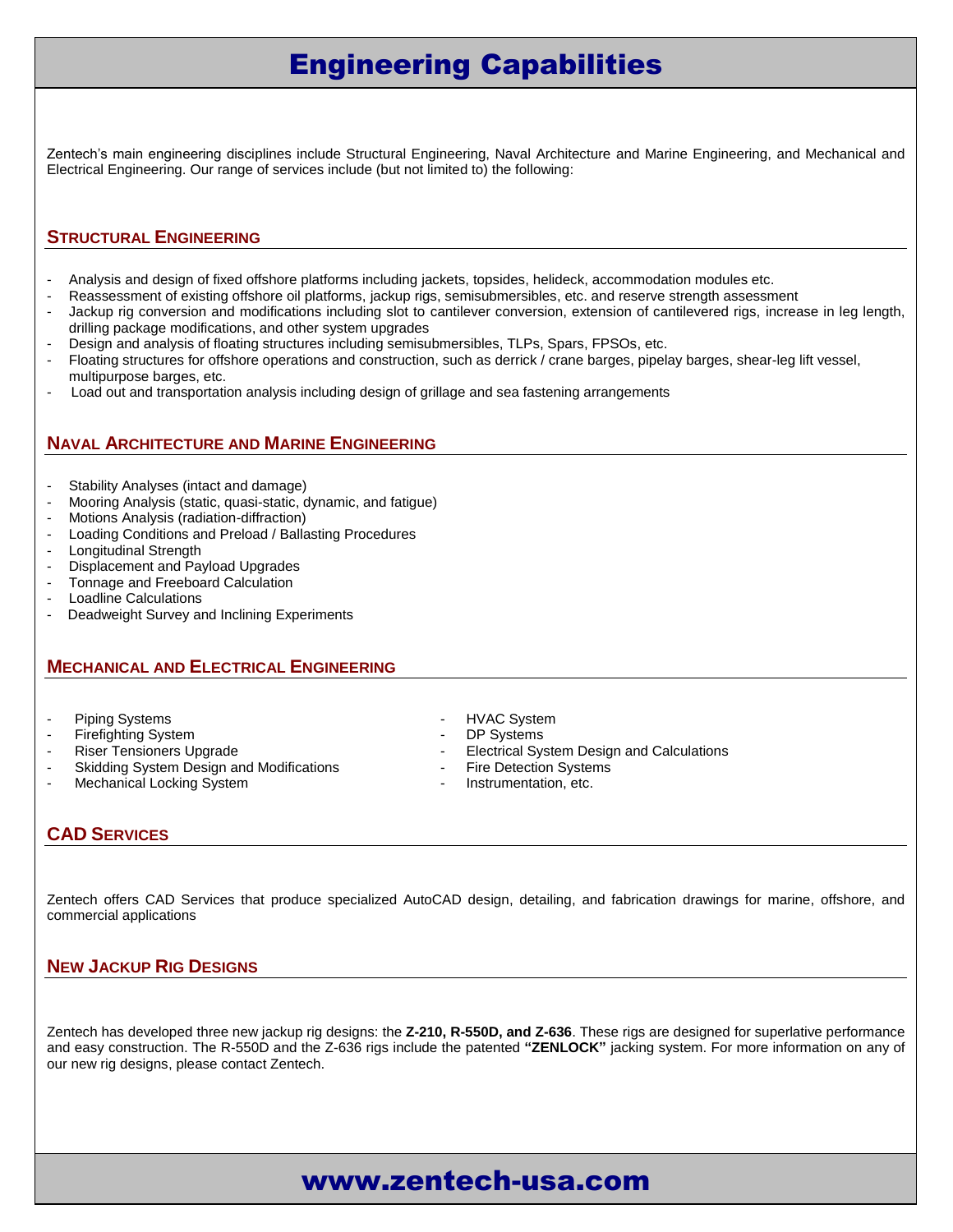# Engineering Capabilities

Zentech's main engineering disciplines include Structural Engineering, Naval Architecture and Marine Engineering, and Mechanical and Electrical Engineering. Our range of services include (but not limited to) the following:

## Structural Engineering

- Analysis and design of fixed offshore platforms including jackets, topsides, helideck, accommodation modules etc.
- Reassessment of existing offshore oil platforms, jackup rigs, semisubmersibles, etc. and reserve strength assessment
- Jackup rig conversion and modifications including slot to cantilever conversion, extension of cantilevered rigs, increase in leg length, drilling package modifications, and other system upgrades
- Design and analysis of floating structures including semisubmersibles, TLPs, Spars, FPSOs, etc.
- Floating structures for offshore operations and construction, such as derrick / crane barges, pipelay barges, shear-leg lift vessel, multipurpose barges, etc.
- Load out and transportation analysis including design of grillage and sea fastening arrangements

## Naval Architecture and Marine Engineering

- Stability Analyses (intact and damage)
- Mooring Analysis (static, quasi-static, dynamic, and fatigue)
- Motions Analysis (radiation-diffraction)
- Loading Conditions and Preload / Ballasting Procedures
- Longitudinal Strength
- Displacement and Payload Upgrades
- Tonnage and Freeboard Calculation
- Loadline Calculations
- Deadweight Survey and Inclining Experiments

## Mechanical and Electrical Engineering

- Piping Systems
- Firefighting System
- Riser Tensioners Upgrade
- Skidding System Design and Modifications
- Mechanical Locking System
- HVAC System
- DP Systems
- Electrical System Design and Calculations
- Fire Detection Systems
- Instrumentation, etc.

## CAD Services

Zentech offers CAD Services that produce specialized AutoCAD design, detailing, and fabrication drawings for marine, offshore, and commercial applications

## New Jackup Rig Designs

Zentech has developed three new jackup rig designs: the **Z-210, R-550D, and Z-636**. These rigs are designed for superlative performance and easy construction. The R-550D and the Z-636 rigs include the patented **"ZENLOCK"** jacking system. For more information on any of our new rig designs, please contact Zentech.

**www.zentech-usa.com**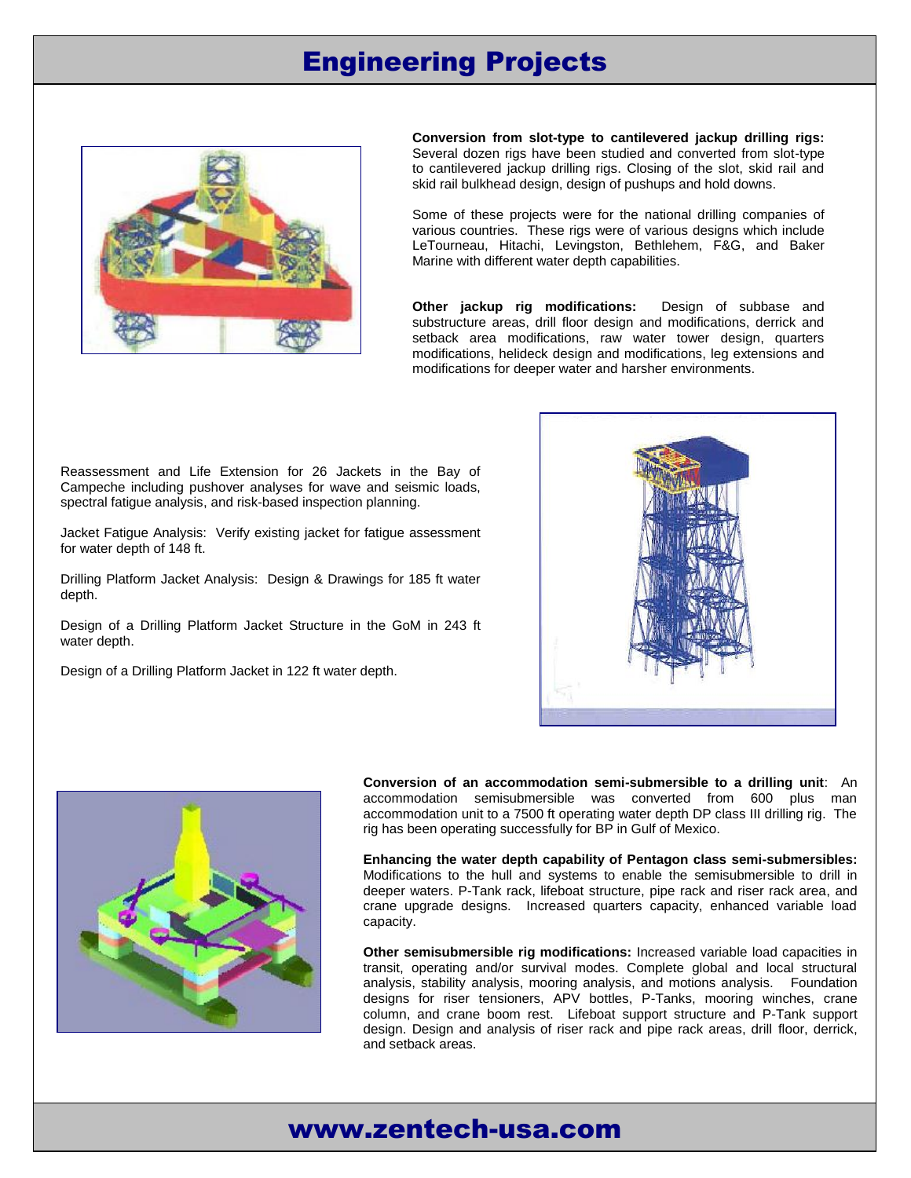# Engineering Projects

**Conversion from slot-type to cantilevered jackup drilling rigs:** Several dozen rigs have been studied and converted from slot-type to cantilevered jackup drilling rigs. Closing of the slot, skid rail and skid rail bulkhead design, design of pushups and hold downs.

Some of these projects were for the national drilling companies of various countries. These rigs were of various designs which include LeTourneau, Hitachi, Levingston, Bethlehem, F&G, and Baker Marine with different water depth capabilities.

**Other jackup rig modifications:** Design of subbase and substructure areas, drill floor design and modifications, derrick and setback area modifications, raw water tower design, quarters modifications, helideck design and modifications, leg extensions and modifications for deeper water and harsher environments.

Reassessment and Life Extension for 26 Jackets in the Bay of Campeche including pushover analyses for wave and seismic loads, spectral fatigue analysis, and risk-based inspection planning.

Jacket Fatigue Analysis: Verify existing jacket for fatigue assessment for water depth of 148 ft.

Drilling Platform Jacket Analysis: Design & Drawings for 185 ft water depth.

Design of a Drilling Platform Jacket Structure in the GoM in 243 ft water depth.

Design of a Drilling Platform Jacket in 122 ft water depth.

**Conversion of an accommodation semi-submersible to a drilling unit**: An accommodation semisubmersible was converted from 600 plus man accommodation unit to a 7500 ft operating water depth DP class III drilling rig. The rig has been operating successfully for BP in Gulf of Mexico.

**Enhancing the water depth capability of Pentagon class semi-submersibles:** Modifications to the hull and systems to enable the semisubmersible to drill in deeper waters. P-Tank rack, lifeboat structure, pipe rack and riser rack area, and crane upgrade designs. Increased quarters capacity, enhanced variable load capacity.

**Other semisubmersible rig modifications:** Increased variable load capacities in transit, operating and/or survival modes. Complete global and local structural analysis, stability analysis, mooring analysis, and motions analysis. Foundation designs for riser tensioners, APV bottles, P-Tanks, mooring winches, crane column, and crane boom rest. Lifeboat support structure and P-Tank support design. Design and analysis of riser rack and pipe rack areas, drill floor, derrick, and setback areas.

www.zentech-usa.com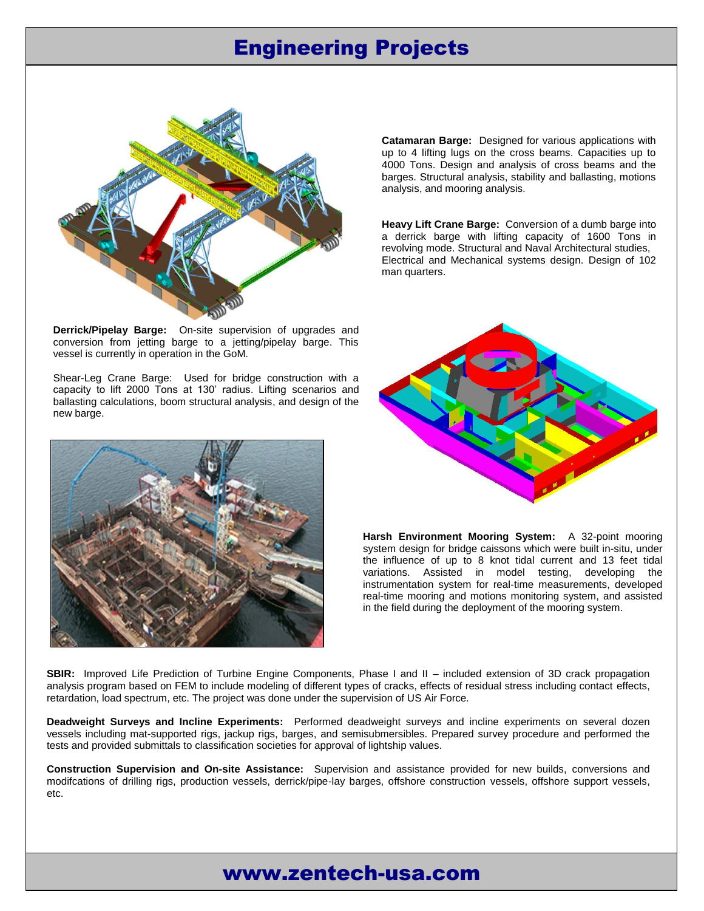# Engineering Projects

**Catamaran Barge:** Designed for various applications with up to 4 lifting lugs on the cross beams. Capacities up to 4000 Tons. Design and analysis of cross beams and the barges. Structural analysis, stability and ballasting, motions analysis, and mooring analysis.

**Heavy Lift Crane Barge:** Conversion of a dumb barge into a derrick barge with lifting capacity of 1600 Tons in revolving mode. Structural and Naval Architectural studies, Electrical and Mechanical systems design. Design of 102 man quarters.

**Derrick/Pipelay Barge:** On-site supervision of upgrades and conversion from jetting barge to a jetting/pipelay barge. This vessel is currently in operation in the GoM.

Shear-Leg Crane Barge: Used for bridge construction with a capacity to lift 2000 Tons at 130' radius. Lifting scenarios and ballasting calculations, boom structural analysis, and design of the new barge.

**Harsh Environment Mooring System:** A 32-point mooring system design for bridge caissons which were built in-situ, under the influence of up to 8 knot tidal current and 13 feet tidal variations. Assisted in model testing, developing the instrumentation system for real-time measurements, developed real-time mooring and motions monitoring system, and assisted in the field during the deployment of the mooring system.

**SBIR:** Improved Life Prediction of Turbine Engine Components, Phase I and II – included extension of 3D crack propagation analysis program based on FEM to include modeling of different types of cracks, effects of residual stress including contact effects, retardation, load spectrum, etc. The project was done under the supervision of US Air Force.

**Deadweight Surveys and Incline Experiments:** Performed deadweight surveys and incline experiments on several dozen vessels including mat-supported rigs, jackup rigs, barges, and semisubmersibles. Prepared survey procedure and performed the tests and provided submittals to classification societies for approval of lightship values.

**Construction Supervision and On-site Assistance:** Supervision and assistance provided for new builds, conversions and modifcations of drilling rigs, production vessels, derrick/pipe-lay barges, offshore construction vessels, offshore support vessels, etc.

www.zentech-usa.com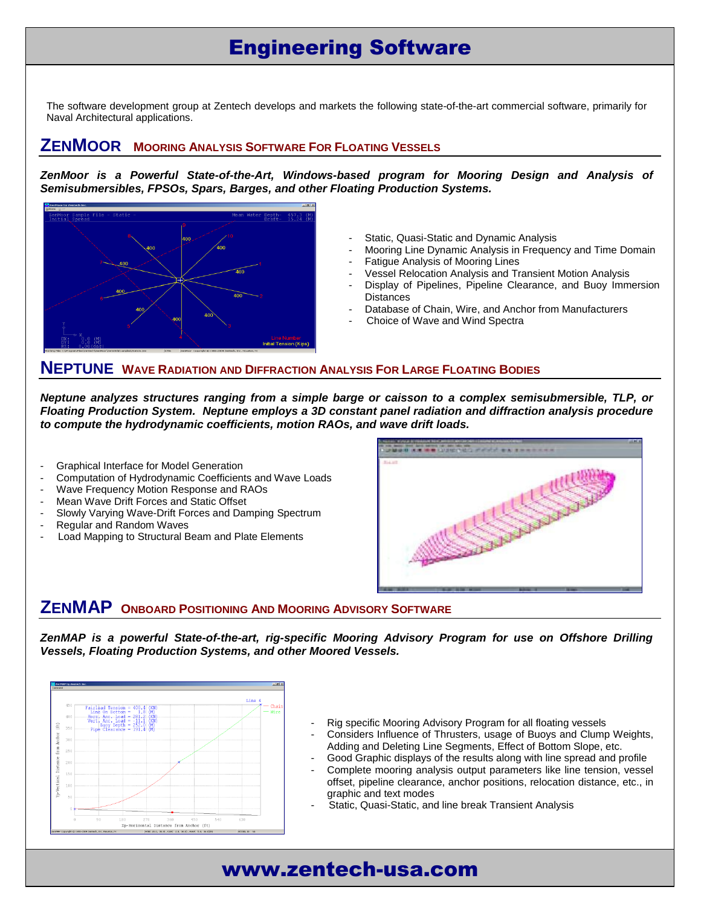# Engineering Software

The software development group at Zentech develops and markets the following state-of-the-art commercial software, primarily for Naval Architectural applications.

## ZENMOOR   MOORING ANALYSIS SOFTWARE FOR FLOATING VESSELS

***ZenMoor is a Powerful State-of-the-Art, Windows-based program for Mooring Design and Analysis of Semisubmersibles, FPSOs, Spars, Barges, and other Floating Production Systems.***

- Static, Quasi-Static and Dynamic Analysis
- Mooring Line Dynamic Analysis in Frequency and Time Domain
- Fatigue Analysis of Mooring Lines
- Vessel Relocation Analysis and Transient Motion Analysis
- Display of Pipelines, Pipeline Clearance, and Buoy Immersion Distances
- Database of Chain, Wire, and Anchor from Manufacturers
- Choice of Wave and Wind Spectra

## NEPTUNE   WAVE RADIATION AND DIFFRACTION ANALYSIS FOR LARGE FLOATING BODIES

***Neptune analyzes structures ranging from a simple barge or caisson to a complex semisubmersible, TLP, or Floating Production System. Neptune employs a 3D constant panel radiation and diffraction analysis procedure to compute the hydrodynamic coefficients, motion RAOs, and wave drift loads.***

- Graphical Interface for Model Generation
- Computation of Hydrodynamic Coefficients and Wave Loads
- Wave Frequency Motion Response and RAOs
- Mean Wave Drift Forces and Static Offset
- Slowly Varying Wave-Drift Forces and Damping Spectrum
- Regular and Random Waves
- Load Mapping to Structural Beam and Plate Elements

## ZENMAP   ONBOARD POSITIONING AND MOORING ADVISORY SOFTWARE

***ZenMAP is a powerful State-of-the-art, rig-specific Mooring Advisory Program for use on Offshore Drilling Vessels, Floating Production Systems, and other Moored Vessels.***

- Rig specific Mooring Advisory Program for all floating vessels
- Considers Influence of Thrusters, usage of Buoys and Clump Weights, Adding and Deleting Line Segments, Effect of Bottom Slope, etc.
- Good Graphic displays of the results along with line spread and profile
- Complete mooring analysis output parameters like line tension, vessel offset, pipeline clearance, anchor positions, relocation distance, etc., in graphic and text modes
- Static, Quasi-Static, and line break Transient Analysis

www.zentech-usa.com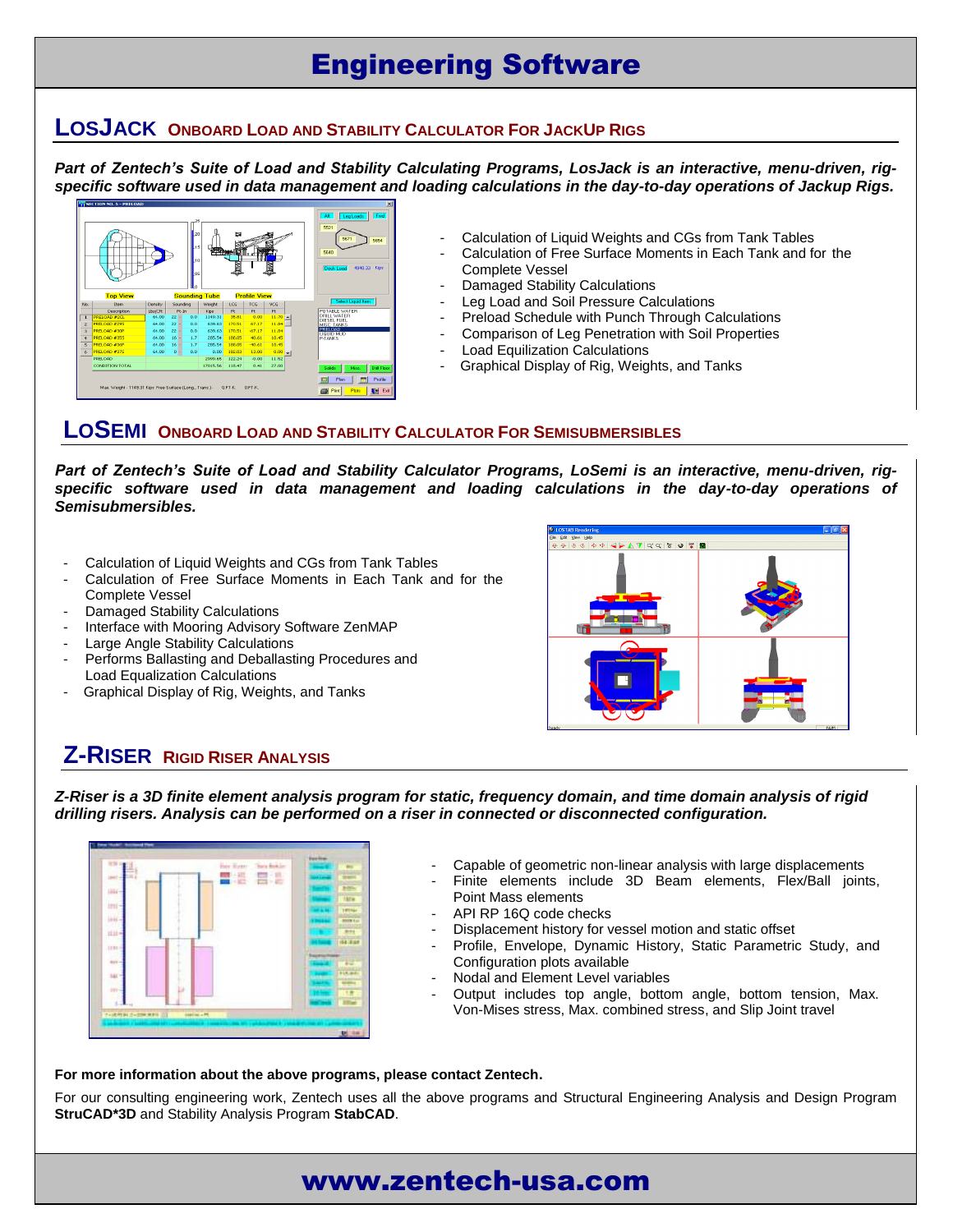# Engineering Software

## LOSJACK ONBOARD LOAD AND STABILITY CALCULATOR FOR JACKUP RIGS

***Part of Zentech's Suite of Load and Stability Calculating Programs, LosJack is an interactive, menu-driven, rig-specific software used in data management and loading calculations in the day-to-day operations of Jackup Rigs.***

- Calculation of Liquid Weights and CGs from Tank Tables
- Calculation of Free Surface Moments in Each Tank and for the Complete Vessel
- Damaged Stability Calculations
- Leg Load and Soil Pressure Calculations
- Preload Schedule with Punch Through Calculations
- Comparison of Leg Penetration with Soil Properties
- Load Equilization Calculations
- Graphical Display of Rig, Weights, and Tanks

## LOSEMI ONBOARD LOAD AND STABILITY CALCULATOR FOR SEMISUBMERSIBLES

***Part of Zentech's Suite of Load and Stability Calculator Programs, LoSemi is an interactive, menu-driven, rig-specific software used in data management and loading calculations in the day-to-day operations of Semisubmersibles.***

- Calculation of Liquid Weights and CGs from Tank Tables
- Calculation of Free Surface Moments in Each Tank and for the Complete Vessel
- Damaged Stability Calculations
- Interface with Mooring Advisory Software ZenMAP
- Large Angle Stability Calculations
- Performs Ballasting and Deballasting Procedures and Load Equalization Calculations
- Graphical Display of Rig, Weights, and Tanks

## Z-RISER RIGID RISER ANALYSIS

***Z-Riser is a 3D finite element analysis program for static, frequency domain, and time domain analysis of rigid drilling risers. Analysis can be performed on a riser in connected or disconnected configuration.***

- Capable of geometric non-linear analysis with large displacements
- Finite elements include 3D Beam elements, Flex/Ball joints, Point Mass elements
- API RP 16Q code checks
- Displacement history for vessel motion and static offset
- Profile, Envelope, Dynamic History, Static Parametric Study, and Configuration plots available
- Nodal and Element Level variables
- Output includes top angle, bottom angle, bottom tension, Max. Von-Mises stress, Max. combined stress, and Slip Joint travel

**For more information about the above programs, please contact Zentech.**

For our consulting engineering work, Zentech uses all the above programs and Structural Engineering Analysis and Design Program **StruCAD*3D** and Stability Analysis Program **StabCAD**.

**www.zentech-usa.com**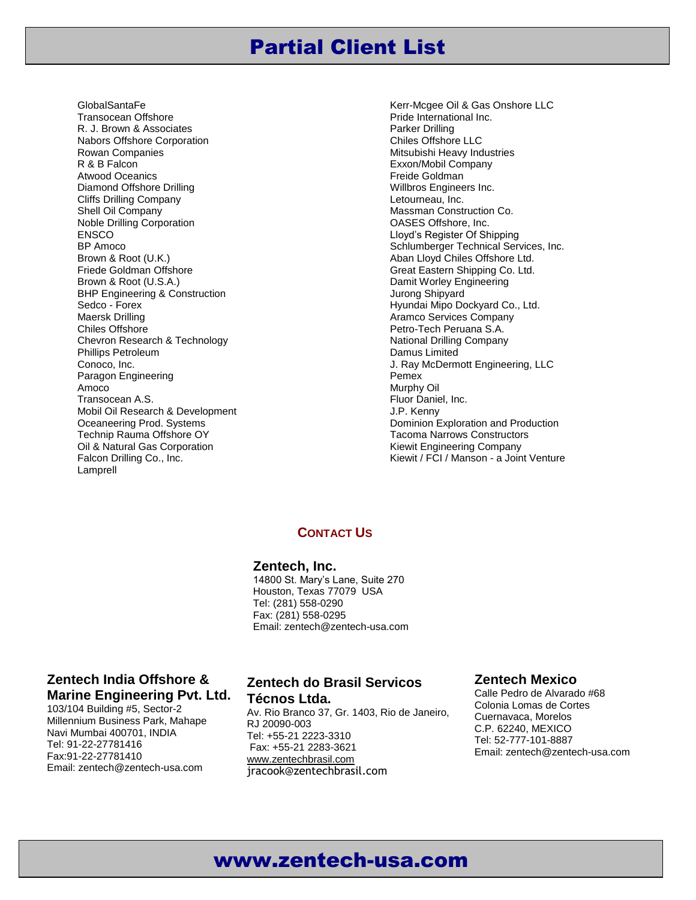# Partial Client List

- GlobalSantaFe
- Transocean Offshore
- R. J. Brown & Associates
- Nabors Offshore Corporation
- Rowan Companies
- R & B Falcon
- Atwood Oceanics
- Diamond Offshore Drilling
- Cliffs Drilling Company
- Shell Oil Company
- Noble Drilling Corporation
- ENSCO
- BP Amoco
- Brown & Root (U.K.)
- Friede Goldman Offshore
- Brown & Root (U.S.A.)
- BHP Engineering & Construction
- Sedco - Forex
- Maersk Drilling
- Chiles Offshore
- Chevron Research & Technology
- Phillips Petroleum
- Conoco, Inc.
- Paragon Engineering
- Amoco
- Transocean A.S.
- Mobil Oil Research & Development
- Oceaneering Prod. Systems
- Technip Rauma Offshore OY
- Oil & Natural Gas Corporation
- Falcon Drilling Co., Inc.
- Lamprell
- Kerr-Mcgee Oil & Gas Onshore LLC
- Pride International Inc.
- Parker Drilling
- Chiles Offshore LLC
- Mitsubishi Heavy Industries
- Exxon/Mobil Company
- Freide Goldman
- Willbros Engineers Inc.
- Letourneau, Inc.
- Massman Construction Co.
- OASES Offshore, Inc.
- Lloyd's Register Of Shipping
- Schlumberger Technical Services, Inc.
- Aban Lloyd Chiles Offshore Ltd.
- Great Eastern Shipping Co. Ltd.
- Damit Worley Engineering
- Jurong Shipyard
- Hyundai Mipo Dockyard Co., Ltd.
- Aramco Services Company
- Petro-Tech Peruana S.A.
- National Drilling Company
- Damus Limited
- J. Ray McDermott Engineering, LLC
- Pemex
- Murphy Oil
- Fluor Daniel, Inc.
- J.P. Kenny
- Dominion Exploration and Production
- Tacoma Narrows Constructors
- Kiewit Engineering Company
- Kiewit / FCI / Manson - a Joint Venture

## Contact Us

### Zentech, Inc.

14800 St. Mary's Lane, Suite 270
Houston, Texas 77079 USA
Tel: (281) 558-0290
Fax: (281) 558-0295
Email: zentech@zentech-usa.com

### Zentech India Offshore & Marine Engineering Pvt. Ltd.

103/104 Building #5, Sector-2
Millennium Business Park, Mahape
Navi Mumbai 400701, INDIA
Tel: 91-22-27781416
Fax:91-22-27781410
Email: zentech@zentech-usa.com

### Zentech do Brasil Servicos Técnos Ltda.

Av. Rio Branco 37, Gr. 1403, Rio de Janeiro, RJ 20090-003
Tel: +55-21 2223-3310
Fax: +55-21 2283-3621
www.zentechbrasil.com
jracook@zentechbrasil.com

### Zentech Mexico

Calle Pedro de Alvarado #68
Colonia Lomas de Cortes
Cuernavaca, Morelos
C.P. 62240, MEXICO
Tel: 52-777-101-8887
Email: zentech@zentech-usa.com

**www.zentech-usa.com**